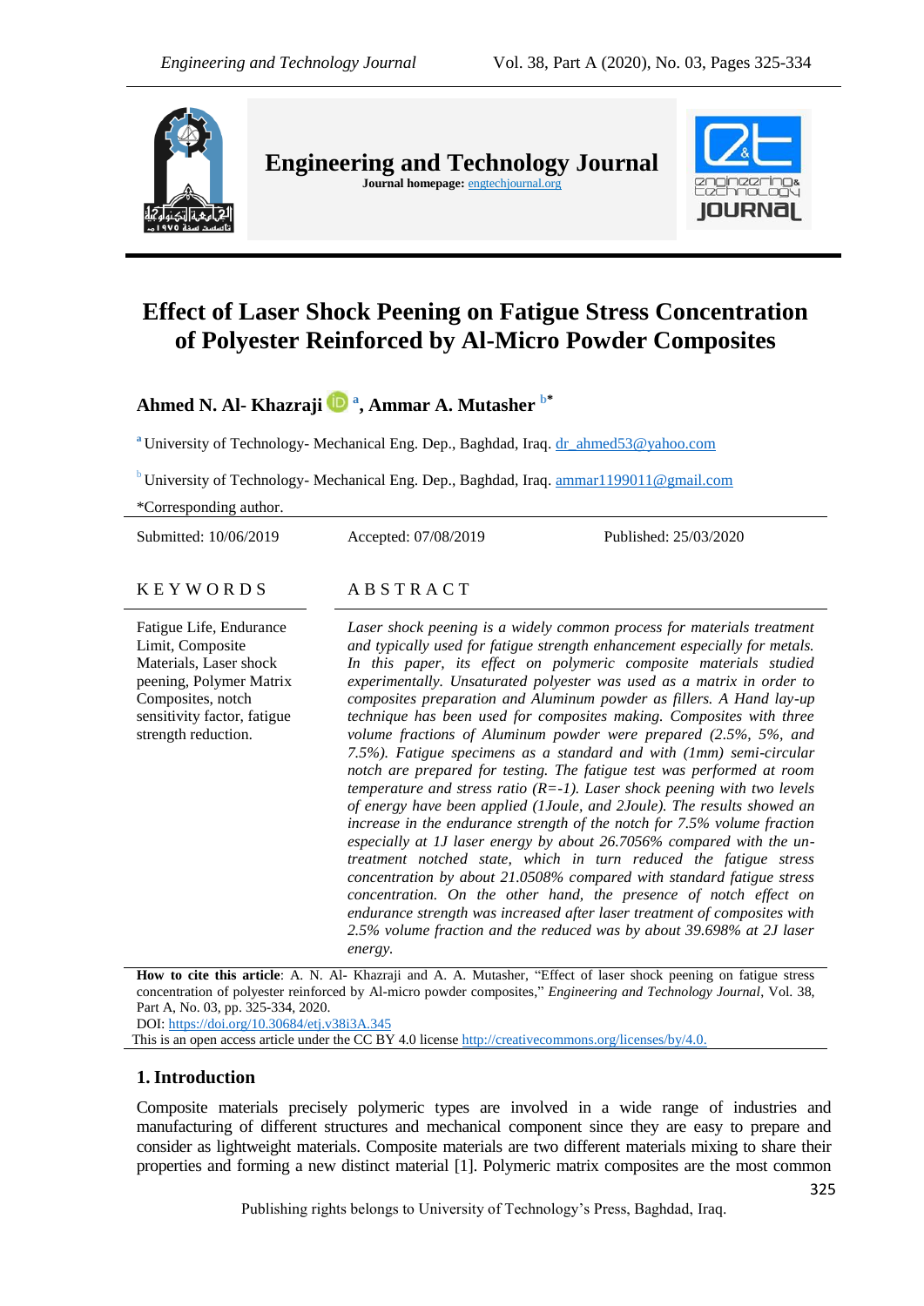# Effect of Laser Shock Peening on Fatigue Stress Concentration of Polyester Reinforced by Al-Micro Powder Composites

**Ahmed N. Al- Khazraji [a], Ammar A. Mutasher [b*]**

[a] University of Technology- Mechanical Eng. Dep., Baghdad, Iraq. dr_ahmed53@yahoo.com

[b] University of Technology- Mechanical Eng. Dep., Baghdad, Iraq. ammar1199011@gmail.com

*Corresponding author.

Submitted: 10/06/2019 | Accepted: 07/08/2019 | Published: 25/03/2020

## KEYWORDS

Fatigue Life, Endurance Limit, Composite Materials, Laser shock peening, Polymer Matrix Composites, notch sensitivity factor, fatigue strength reduction.

## ABSTRACT

*Laser shock peening is a widely common process for materials treatment and typically used for fatigue strength enhancement especially for metals. In this paper, its effect on polymeric composite materials studied experimentally. Unsaturated polyester was used as a matrix in order to composites preparation and Aluminum powder as fillers. A Hand lay-up technique has been used for composites making. Composites with three volume fractions of Aluminum powder were prepared (2.5%, 5%, and 7.5%). Fatigue specimens as a standard and with (1mm) semi-circular notch are prepared for testing. The fatigue test was performed at room temperature and stress ratio (R=-1). Laser shock peening with two levels of energy have been applied (1Joule, and 2Joule). The results showed an increase in the endurance strength of the notch for 7.5% volume fraction especially at 1J laser energy by about 26.7056% compared with the un-treatment notched state, which in turn reduced the fatigue stress concentration by about 21.0508% compared with standard fatigue stress concentration. On the other hand, the presence of notch effect on endurance strength was increased after laser treatment of composites with 2.5% volume fraction and the reduced was by about 39.698% at 2J laser energy.*

**How to cite this article**: A. N. Al- Khazraji and A. A. Mutasher, "Effect of laser shock peening on fatigue stress concentration of polyester reinforced by Al-micro powder composites," *Engineering and Technology Journal*, Vol. 38, Part A, No. 03, pp. 325-334, 2020.
DOI: https://doi.org/10.30684/etj.v38i3A.345

This is an open access article under the CC BY 4.0 license http://creativecommons.org/licenses/by/4.0.

## 1. Introduction

Composite materials precisely polymeric types are involved in a wide range of industries and manufacturing of different structures and mechanical component since they are easy to prepare and consider as lightweight materials. Composite materials are two different materials mixing to share their properties and forming a new distinct material [1]. Polymeric matrix composites are the most common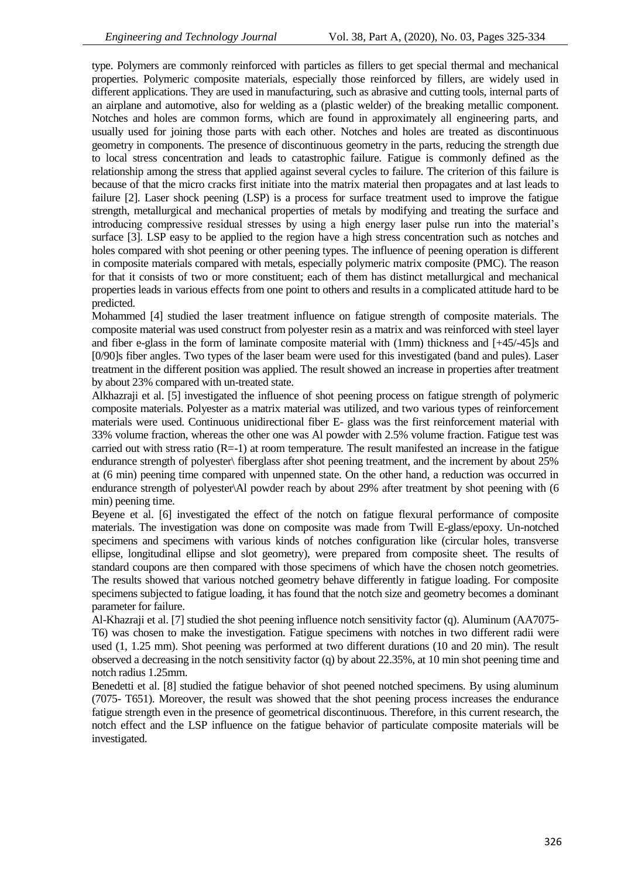type. Polymers are commonly reinforced with particles as fillers to get special thermal and mechanical properties. Polymeric composite materials, especially those reinforced by fillers, are widely used in different applications. They are used in manufacturing, such as abrasive and cutting tools, internal parts of an airplane and automotive, also for welding as a (plastic welder) of the breaking metallic component. Notches and holes are common forms, which are found in approximately all engineering parts, and usually used for joining those parts with each other. Notches and holes are treated as discontinuous geometry in components. The presence of discontinuous geometry in the parts, reducing the strength due to local stress concentration and leads to catastrophic failure. Fatigue is commonly defined as the relationship among the stress that applied against several cycles to failure. The criterion of this failure is because of that the micro cracks first initiate into the matrix material then propagates and at last leads to failure [2]. Laser shock peening (LSP) is a process for surface treatment used to improve the fatigue strength, metallurgical and mechanical properties of metals by modifying and treating the surface and introducing compressive residual stresses by using a high energy laser pulse run into the material's surface [3]. LSP easy to be applied to the region have a high stress concentration such as notches and holes compared with shot peening or other peening types. The influence of peening operation is different in composite materials compared with metals, especially polymeric matrix composite (PMC). The reason for that it consists of two or more constituent; each of them has distinct metallurgical and mechanical properties leads in various effects from one point to others and results in a complicated attitude hard to be predicted.

Mohammed [4] studied the laser treatment influence on fatigue strength of composite materials. The composite material was used construct from polyester resin as a matrix and was reinforced with steel layer and fiber e-glass in the form of laminate composite material with (1mm) thickness and [+45/-45]s and [0/90]s fiber angles. Two types of the laser beam were used for this investigated (band and pules). Laser treatment in the different position was applied. The result showed an increase in properties after treatment by about 23% compared with un-treated state.

Alkhazraji et al. [5] investigated the influence of shot peening process on fatigue strength of polymeric composite materials. Polyester as a matrix material was utilized, and two various types of reinforcement materials were used. Continuous unidirectional fiber E- glass was the first reinforcement material with 33% volume fraction, whereas the other one was Al powder with 2.5% volume fraction. Fatigue test was carried out with stress ratio ($R=-1$) at room temperature. The result manifested an increase in the fatigue endurance strength of polyester\ fiberglass after shot peening treatment, and the increment by about 25% at (6 min) peening time compared with unpenned state. On the other hand, a reduction was occurred in endurance strength of polyester\Al powder reach by about 29% after treatment by shot peening with (6 min) peening time.

Beyene et al. [6] investigated the effect of the notch on fatigue flexural performance of composite materials. The investigation was done on composite was made from Twill E-glass/epoxy. Un-notched specimens and specimens with various kinds of notches configuration like (circular holes, transverse ellipse, longitudinal ellipse and slot geometry), were prepared from composite sheet. The results of standard coupons are then compared with those specimens of which have the chosen notch geometries. The results showed that various notched geometry behave differently in fatigue loading. For composite specimens subjected to fatigue loading, it has found that the notch size and geometry becomes a dominant parameter for failure.

Al-Khazraji et al. [7] studied the shot peening influence notch sensitivity factor (q). Aluminum (AA7075-T6) was chosen to make the investigation. Fatigue specimens with notches in two different radii were used (1, 1.25 mm). Shot peening was performed at two different durations (10 and 20 min). The result observed a decreasing in the notch sensitivity factor (q) by about 22.35%, at 10 min shot peening time and notch radius 1.25mm.

Benedetti et al. [8] studied the fatigue behavior of shot peened notched specimens. By using aluminum (7075- T651). Moreover, the result was showed that the shot peening process increases the endurance fatigue strength even in the presence of geometrical discontinuous. Therefore, in this current research, the notch effect and the LSP influence on the fatigue behavior of particulate composite materials will be investigated.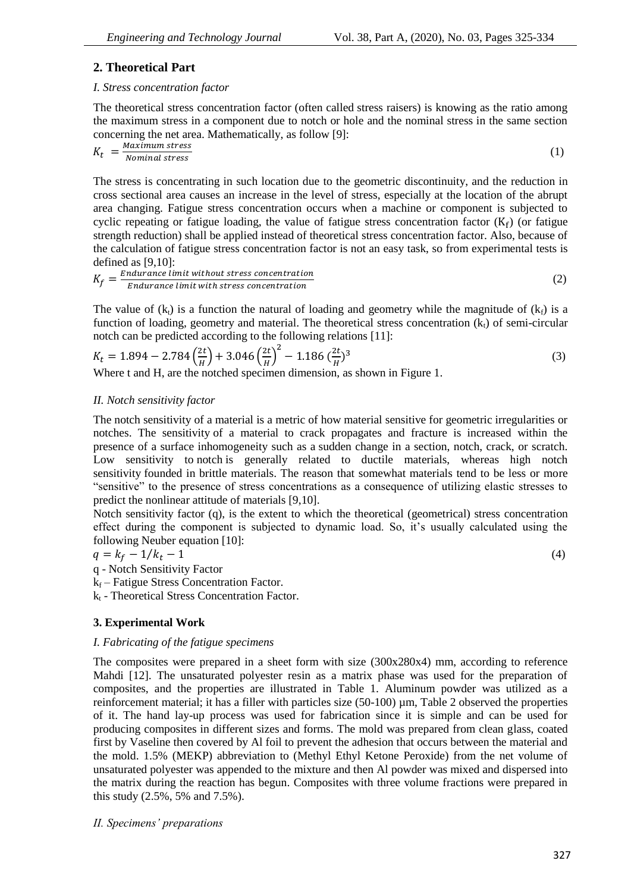## 2. Theoretical Part

### *I. Stress concentration factor*

The theoretical stress concentration factor (often called stress raisers) is knowing as the ratio among the maximum stress in a component due to notch or hole and the nominal stress in the same section concerning the net area. Mathematically, as follow [9]:

$$K_t = \frac{Maximum\ stress}{Nominal\ stress} \tag{1}$$

The stress is concentrating in such location due to the geometric discontinuity, and the reduction in cross sectional area causes an increase in the level of stress, especially at the location of the abrupt area changing. Fatigue stress concentration occurs when a machine or component is subjected to cyclic repeating or fatigue loading, the value of fatigue stress concentration factor ($K_f$) (or fatigue strength reduction) shall be applied instead of theoretical stress concentration factor. Also, because of the calculation of fatigue stress concentration factor is not an easy task, so from experimental tests is defined as [9,10]:

$$K_f = \frac{Endurance\ limit\ without\ stress\ concentration}{Endurance\ limit\ with\ stress\ concentration} \tag{2}$$

The value of ($k_t$) is a function the natural of loading and geometry while the magnitude of ($k_f$) is a function of loading, geometry and material. The theoretical stress concentration ($k_t$) of semi-circular notch can be predicted according to the following relations [11]:

$$K_t = 1.894 - 2.784\left(\frac{2t}{H}\right) + 3.046\left(\frac{2t}{H}\right)^2 - 1.186\left(\frac{2t}{H}\right)^3 \tag{3}$$

Where t and H, are the notched specimen dimension, as shown in Figure 1.

### *II. Notch sensitivity factor*

The notch sensitivity of a material is a metric of how material sensitive for geometric irregularities or notches. The sensitivity of a material to crack propagates and fracture is increased within the presence of a surface inhomogeneity such as a sudden change in a section, notch, crack, or scratch. Low sensitivity to notch is generally related to ductile materials, whereas high notch sensitivity founded in brittle materials. The reason that somewhat materials tend to be less or more "sensitive" to the presence of stress concentrations as a consequence of utilizing elastic stresses to predict the nonlinear attitude of materials [9,10].

Notch sensitivity factor (q), is the extent to which the theoretical (geometrical) stress concentration effect during the component is subjected to dynamic load. So, it's usually calculated using the following Neuber equation [10]:

$$q = k_f - 1/k_t - 1 \tag{4}$$

q - Notch Sensitivity Factor

$k_f$ – Fatigue Stress Concentration Factor.

$k_t$ - Theoretical Stress Concentration Factor.

## 3. Experimental Work

### *I. Fabricating of the fatigue specimens*

The composites were prepared in a sheet form with size (300x280x4) mm, according to reference Mahdi [12]. The unsaturated polyester resin as a matrix phase was used for the preparation of composites, and the properties are illustrated in Table 1. Aluminum powder was utilized as a reinforcement material; it has a filler with particles size (50-100) µm, Table 2 observed the properties of it. The hand lay-up process was used for fabrication since it is simple and can be used for producing composites in different sizes and forms. The mold was prepared from clean glass, coated first by Vaseline then covered by Al foil to prevent the adhesion that occurs between the material and the mold. 1.5% (MEKP) abbreviation to (Methyl Ethyl Ketone Peroxide) from the net volume of unsaturated polyester was appended to the mixture and then Al powder was mixed and dispersed into the matrix during the reaction has begun. Composites with three volume fractions were prepared in this study (2.5%, 5% and 7.5%).

### *II. Specimens' preparations*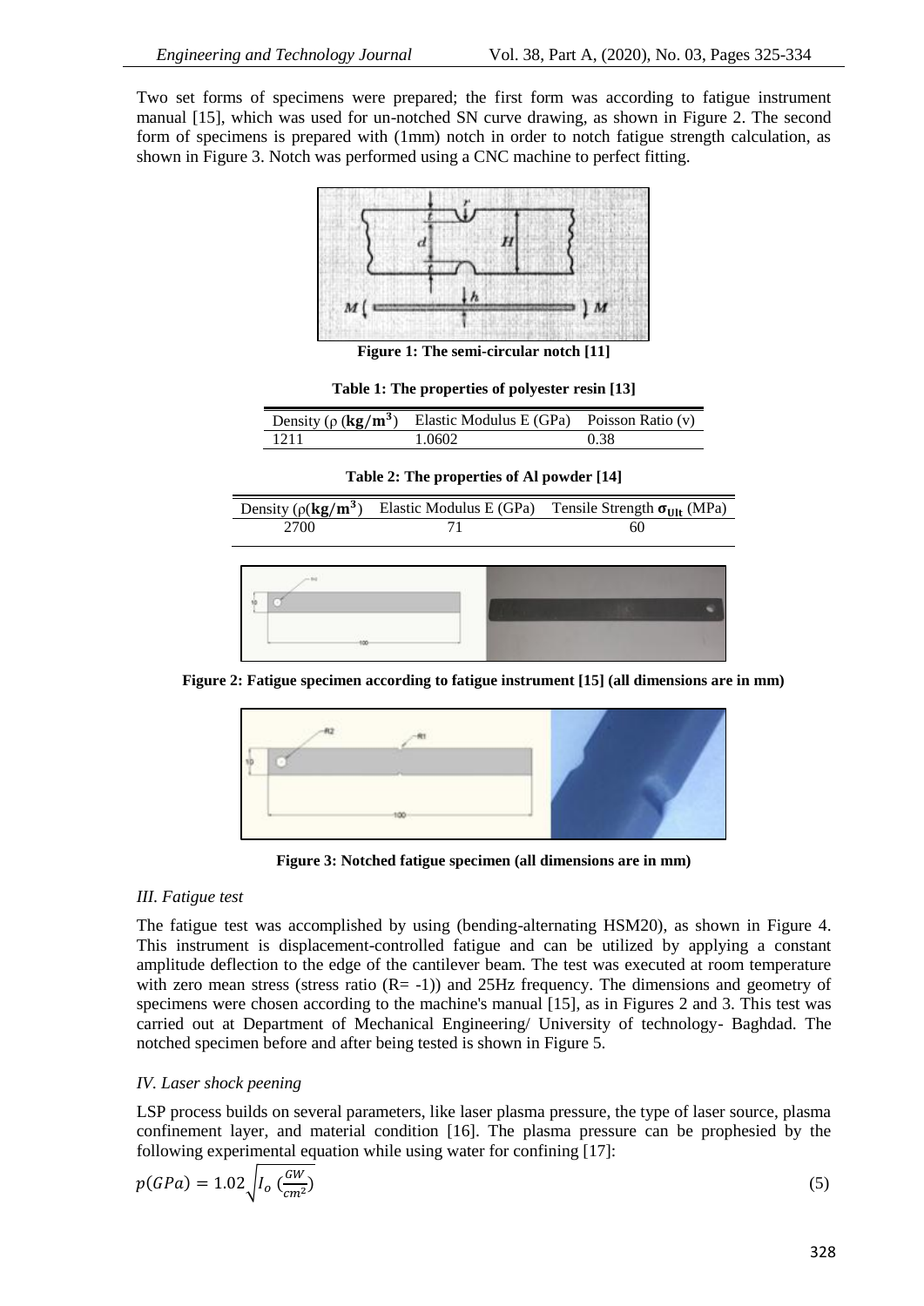Two set forms of specimens were prepared; the first form was according to fatigue instrument manual [15], which was used for un-notched SN curve drawing, as shown in Figure 2. The second form of specimens is prepared with (1mm) notch in order to notch fatigue strength calculation, as shown in Figure 3. Notch was performed using a CNC machine to perfect fitting.

**Figure 1: The semi-circular notch [11]**

**Table 1: The properties of polyester resin [13]**

| Density (ρ ($\mathbf{kg/m^3}$) | Elastic Modulus E (GPa) | Poisson Ratio (v) |
|---|---|---|
| 1211 | 1.0602 | 0.38 |

**Table 2: The properties of Al powder [14]**

| Density (ρ($\mathbf{kg/m^3}$) | Elastic Modulus E (GPa) | Tensile Strength $\sigma_{Ult}$ (MPa) |
|---|---|---|
| 2700 | 71 | 60 |

**Figure 2: Fatigue specimen according to fatigue instrument [15] (all dimensions are in mm)**

**Figure 3: Notched fatigue specimen (all dimensions are in mm)**

### *III. Fatigue test*

The fatigue test was accomplished by using (bending-alternating HSM20), as shown in Figure 4. This instrument is displacement-controlled fatigue and can be utilized by applying a constant amplitude deflection to the edge of the cantilever beam. The test was executed at room temperature with zero mean stress (stress ratio (R= -1)) and 25Hz frequency. The dimensions and geometry of specimens were chosen according to the machine's manual [15], as in Figures 2 and 3. This test was carried out at Department of Mechanical Engineering/ University of technology- Baghdad. The notched specimen before and after being tested is shown in Figure 5.

### *IV. Laser shock peening*

LSP process builds on several parameters, like laser plasma pressure, the type of laser source, plasma confinement layer, and material condition [16]. The plasma pressure can be prophesied by the following experimental equation while using water for confining [17]:

$$p(GPa) = 1.02\sqrt{I_o\ (\frac{GW}{cm^2})} \tag{5}$$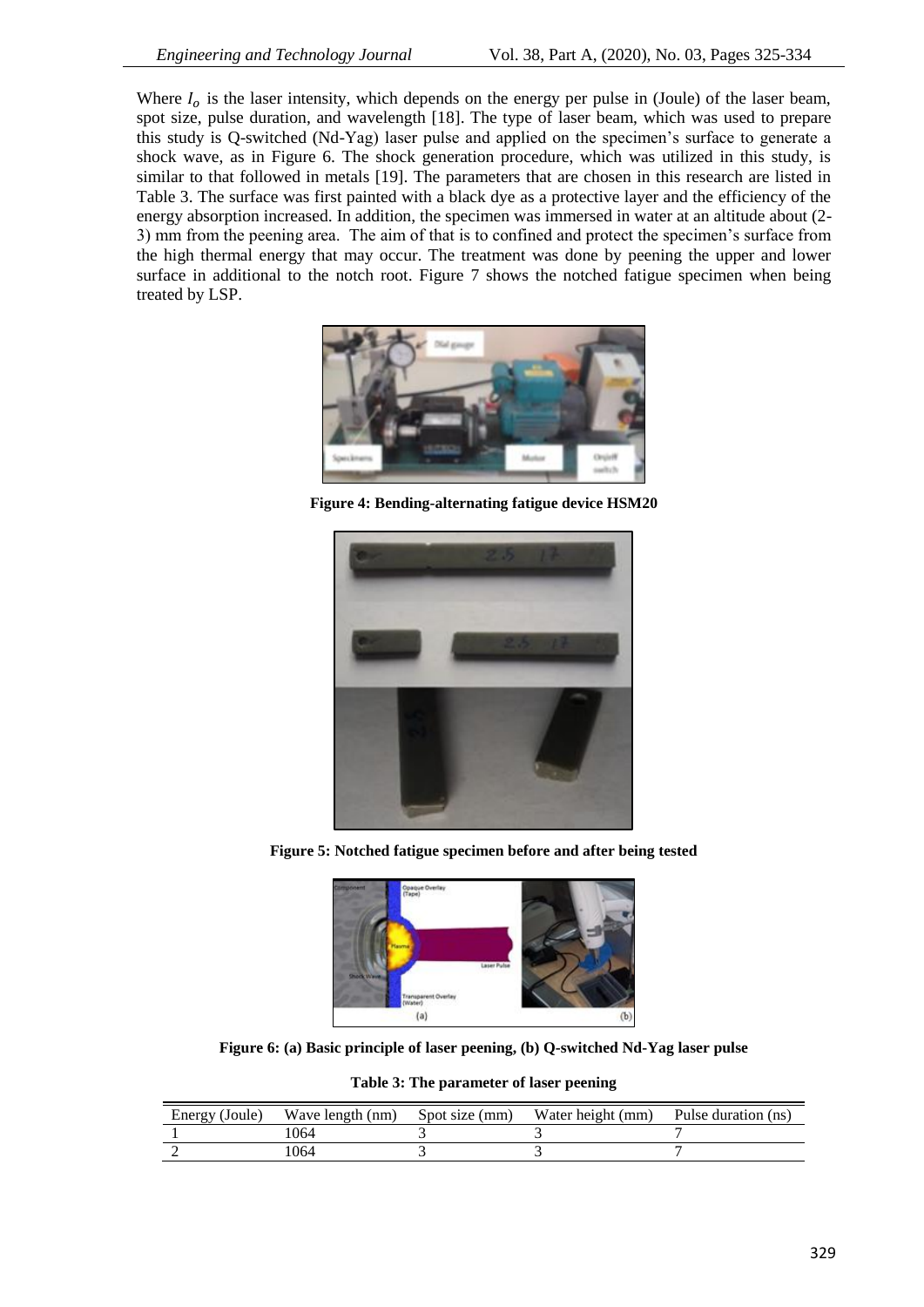Where $I_o$ is the laser intensity, which depends on the energy per pulse in (Joule) of the laser beam, spot size, pulse duration, and wavelength [18]. The type of laser beam, which was used to prepare this study is Q-switched (Nd-Yag) laser pulse and applied on the specimen's surface to generate a shock wave, as in Figure 6. The shock generation procedure, which was utilized in this study, is similar to that followed in metals [19]. The parameters that are chosen in this research are listed in Table 3. The surface was first painted with a black dye as a protective layer and the efficiency of the energy absorption increased. In addition, the specimen was immersed in water at an altitude about (2-3) mm from the peening area. The aim of that is to confined and protect the specimen's surface from the high thermal energy that may occur. The treatment was done by peening the upper and lower surface in additional to the notch root. Figure 7 shows the notched fatigue specimen when being treated by LSP.

**Figure 4: Bending-alternating fatigue device HSM20**

**Figure 5: Notched fatigue specimen before and after being tested**

**Figure 6: (a) Basic principle of laser peening, (b) Q-switched Nd-Yag laser pulse**

**Table 3: The parameter of laser peening**

| Energy (Joule) | Wave length (nm) | Spot size (mm) | Water height (mm) | Pulse duration (ns) |
|---|---|---|---|---|
| 1 | 1064 | 3 | 3 | 7 |
| 2 | 1064 | 3 | 3 | 7 |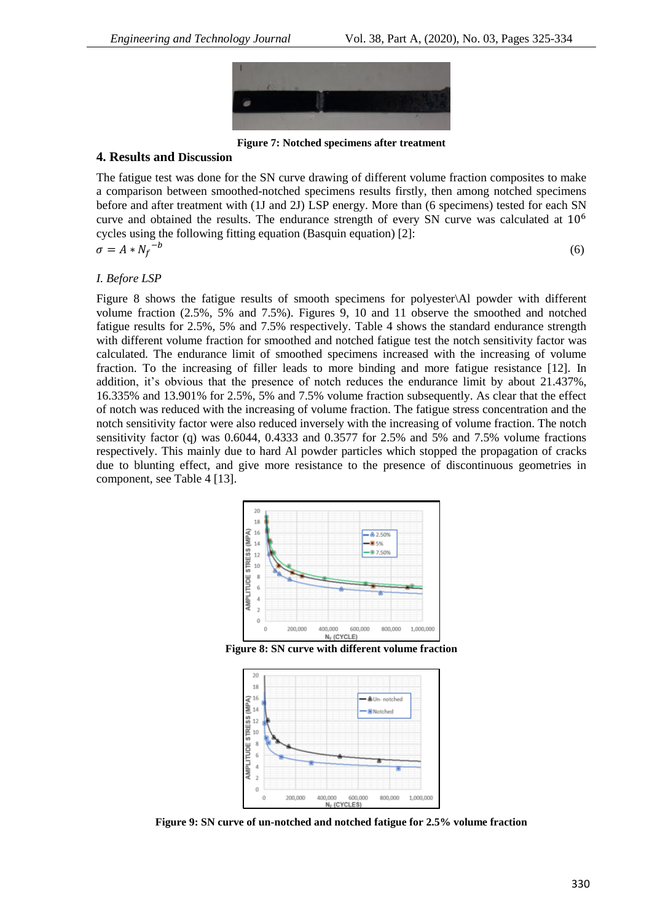Figure 7: Notched specimens after treatment

## 4. Results and Discussion

The fatigue test was done for the SN curve drawing of different volume fraction composites to make a comparison between smoothed-notched specimens results firstly, then among notched specimens before and after treatment with (1J and 2J) LSP energy. More than (6 specimens) tested for each SN curve and obtained the results. The endurance strength of every SN curve was calculated at $10^6$ cycles using the following fitting equation (Basquin equation) [2]:

$$\sigma = A * N_f^{-b} \tag{6}$$

*I. Before LSP*

Figure 8 shows the fatigue results of smooth specimens for polyester\Al powder with different volume fraction (2.5%, 5% and 7.5%). Figures 9, 10 and 11 observe the smoothed and notched fatigue results for 2.5%, 5% and 7.5% respectively. Table 4 shows the standard endurance strength with different volume fraction for smoothed and notched fatigue test the notch sensitivity factor was calculated. The endurance limit of smoothed specimens increased with the increasing of volume fraction. To the increasing of filler leads to more binding and more fatigue resistance [12]. In addition, it's obvious that the presence of notch reduces the endurance limit by about 21.437%, 16.335% and 13.901% for 2.5%, 5% and 7.5% volume fraction subsequently. As clear that the effect of notch was reduced with the increasing of volume fraction. The fatigue stress concentration and the notch sensitivity factor were also reduced inversely with the increasing of volume fraction. The notch sensitivity factor (q) was 0.6044, 0.4333 and 0.3577 for 2.5% and 5% and 7.5% volume fractions respectively. This mainly due to hard Al powder particles which stopped the propagation of cracks due to blunting effect, and give more resistance to the presence of discontinuous geometries in component, see Table 4 [13].

Figure 8: SN curve with different volume fraction

Figure 9: SN curve of un-notched and notched fatigue for 2.5% volume fraction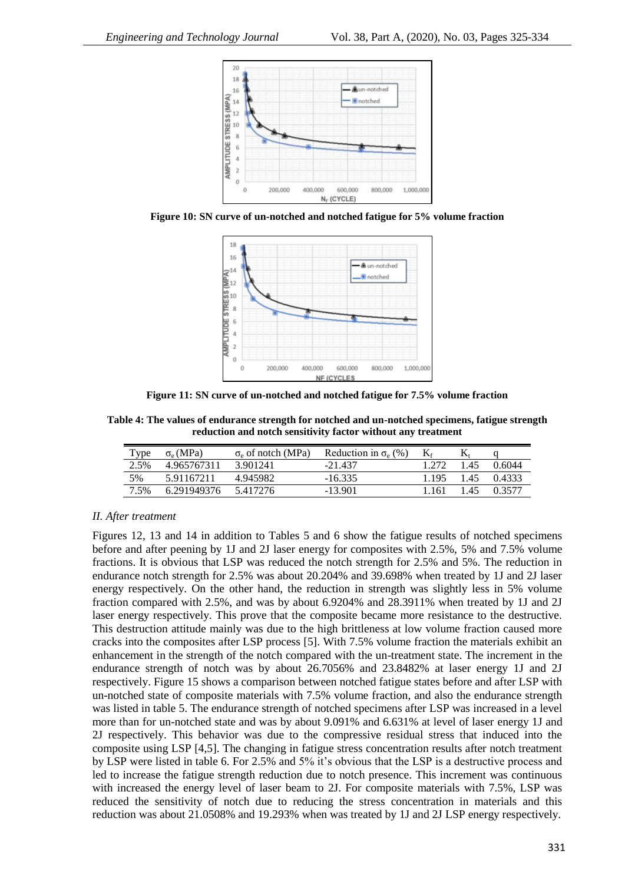Figure 10: SN curve of un-notched and notched fatigue for 5% volume fraction

Figure 11: SN curve of un-notched and notched fatigue for 7.5% volume fraction

**Table 4: The values of endurance strength for notched and un-notched specimens, fatigue strength reduction and notch sensitivity factor without any treatment**

| Type | $\sigma_e$ (MPa) | $\sigma_e$ of notch (MPa) | Reduction in $\sigma_e$ (%) | $K_f$ | $K_t$ | q |
|---|---|---|---|---|---|---|
| 2.5% | 4.965767311 | 3.901241 | -21.437 | 1.272 | 1.45 | 0.6044 |
| 5% | 5.91167211 | 4.945982 | -16.335 | 1.195 | 1.45 | 0.4333 |
| 7.5% | 6.291949376 | 5.417276 | -13.901 | 1.161 | 1.45 | 0.3577 |

*II. After treatment*

Figures 12, 13 and 14 in addition to Tables 5 and 6 show the fatigue results of notched specimens before and after peening by 1J and 2J laser energy for composites with 2.5%, 5% and 7.5% volume fractions. It is obvious that LSP was reduced the notch strength for 2.5% and 5%. The reduction in endurance notch strength for 2.5% was about 20.204% and 39.698% when treated by 1J and 2J laser energy respectively. On the other hand, the reduction in strength was slightly less in 5% volume fraction compared with 2.5%, and was by about 6.9204% and 28.3911% when treated by 1J and 2J laser energy respectively. This prove that the composite became more resistance to the destructive. This destruction attitude mainly was due to the high brittleness at low volume fraction caused more cracks into the composites after LSP process [5]. With 7.5% volume fraction the materials exhibit an enhancement in the strength of the notch compared with the un-treatment state. The increment in the endurance strength of notch was by about 26.7056% and 23.8482% at laser energy 1J and 2J respectively. Figure 15 shows a comparison between notched fatigue states before and after LSP with un-notched state of composite materials with 7.5% volume fraction, and also the endurance strength was listed in table 5. The endurance strength of notched specimens after LSP was increased in a level more than for un-notched state and was by about 9.091% and 6.631% at level of laser energy 1J and 2J respectively. This behavior was due to the compressive residual stress that induced into the composite using LSP [4,5]. The changing in fatigue stress concentration results after notch treatment by LSP were listed in table 6. For 2.5% and 5% it's obvious that the LSP is a destructive process and led to increase the fatigue strength reduction due to notch presence. This increment was continuous with increased the energy level of laser beam to 2J. For composite materials with 7.5%, LSP was reduced the sensitivity of notch due to reducing the stress concentration in materials and this reduction was about 21.0508% and 19.293% when was treated by 1J and 2J LSP energy respectively.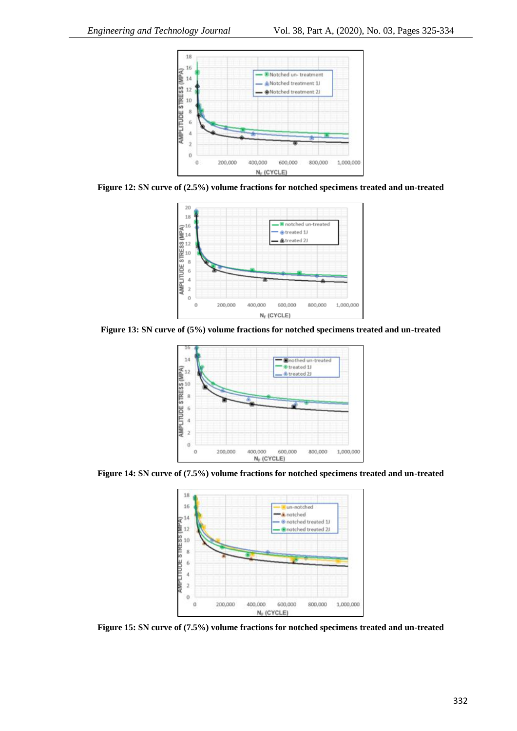**Figure 12: SN curve of (2.5%) volume fractions for notched specimens treated and un-treated**

**Figure 13: SN curve of (5%) volume fractions for notched specimens treated and un-treated**

**Figure 14: SN curve of (7.5%) volume fractions for notched specimens treated and un-treated**

**Figure 15: SN curve of (7.5%) volume fractions for notched specimens treated and un-treated**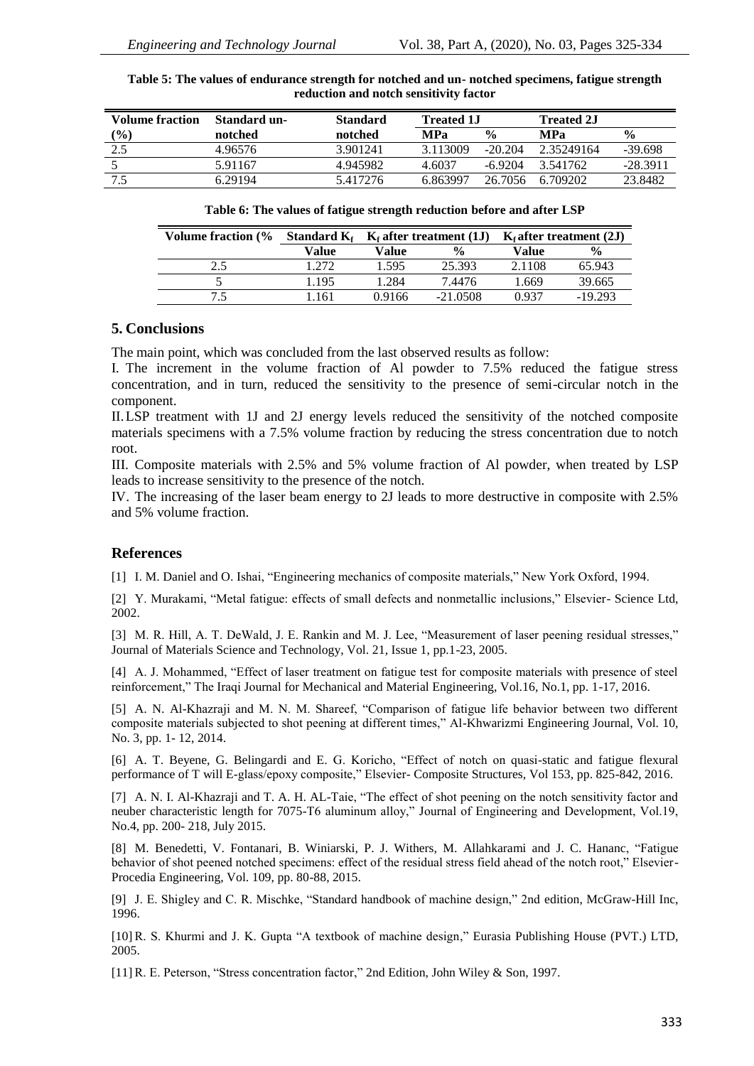**Table 5: The values of endurance strength for notched and un- notched specimens, fatigue strength reduction and notch sensitivity factor**

| Volume fraction (%) | Standard un-notched | Standard notched | Treated 1J | | Treated 2J | |
|---|---|---|---|---|---|---|
| | | | MPa | % | MPa | % |
| 2.5 | 4.96576 | 3.901241 | 3.113009 | -20.204 | 2.35249164 | -39.698 |
| 5 | 5.91167 | 4.945982 | 4.6037 | -6.9204 | 3.541762 | -28.3911 |
| 7.5 | 6.29194 | 5.417276 | 6.863997 | 26.7056 | 6.709202 | 23.8482 |

**Table 6: The values of fatigue strength reduction before and after LSP**

| Volume fraction (% | Standard $K_f$ | $K_f$ after treatment (1J) | | $K_f$ after treatment (2J) | |
|---|---|---|---|---|---|
| | Value | Value | % | Value | % |
| 2.5 | 1.272 | 1.595 | 25.393 | 2.1108 | 65.943 |
| 5 | 1.195 | 1.284 | 7.4476 | 1.669 | 39.665 |
| 7.5 | 1.161 | 0.9166 | -21.0508 | 0.937 | -19.293 |

## 5. Conclusions

The main point, which was concluded from the last observed results as follow:

I. The increment in the volume fraction of Al powder to 7.5% reduced the fatigue stress concentration, and in turn, reduced the sensitivity to the presence of semi-circular notch in the component.

II. LSP treatment with 1J and 2J energy levels reduced the sensitivity of the notched composite materials specimens with a 7.5% volume fraction by reducing the stress concentration due to notch root.

III. Composite materials with 2.5% and 5% volume fraction of Al powder, when treated by LSP leads to increase sensitivity to the presence of the notch.

IV. The increasing of the laser beam energy to 2J leads to more destructive in composite with 2.5% and 5% volume fraction.

## References

[1] I. M. Daniel and O. Ishai, "Engineering mechanics of composite materials," New York Oxford, 1994.

[2] Y. Murakami, "Metal fatigue: effects of small defects and nonmetallic inclusions," Elsevier- Science Ltd, 2002.

[3] M. R. Hill, A. T. DeWald, J. E. Rankin and M. J. Lee, "Measurement of laser peening residual stresses," Journal of Materials Science and Technology, Vol. 21, Issue 1, pp.1-23, 2005.

[4] A. J. Mohammed, "Effect of laser treatment on fatigue test for composite materials with presence of steel reinforcement," The Iraqi Journal for Mechanical and Material Engineering, Vol.16, No.1, pp. 1-17, 2016.

[5] A. N. Al-Khazraji and M. N. M. Shareef, "Comparison of fatigue life behavior between two different composite materials subjected to shot peening at different times," Al-Khwarizmi Engineering Journal, Vol. 10, No. 3, pp. 1- 12, 2014.

[6] A. T. Beyene, G. Belingardi and E. G. Koricho, "Effect of notch on quasi-static and fatigue flexural performance of T will E-glass/epoxy composite," Elsevier- Composite Structures, Vol 153, pp. 825-842, 2016.

[7] A. N. I. Al-Khazraji and T. A. H. AL-Taie, "The effect of shot peening on the notch sensitivity factor and neuber characteristic length for 7075-T6 aluminum alloy," Journal of Engineering and Development, Vol.19, No.4, pp. 200- 218, July 2015.

[8] M. Benedetti, V. Fontanari, B. Winiarski, P. J. Withers, M. Allahkarami and J. C. Hananc, "Fatigue behavior of shot peened notched specimens: effect of the residual stress field ahead of the notch root," Elsevier-Procedia Engineering, Vol. 109, pp. 80-88, 2015.

[9] J. E. Shigley and C. R. Mischke, "Standard handbook of machine design," 2nd edition, McGraw-Hill Inc, 1996.

[10] R. S. Khurmi and J. K. Gupta "A textbook of machine design," Eurasia Publishing House (PVT.) LTD, 2005.

[11] R. E. Peterson, "Stress concentration factor," 2nd Edition, John Wiley & Son, 1997.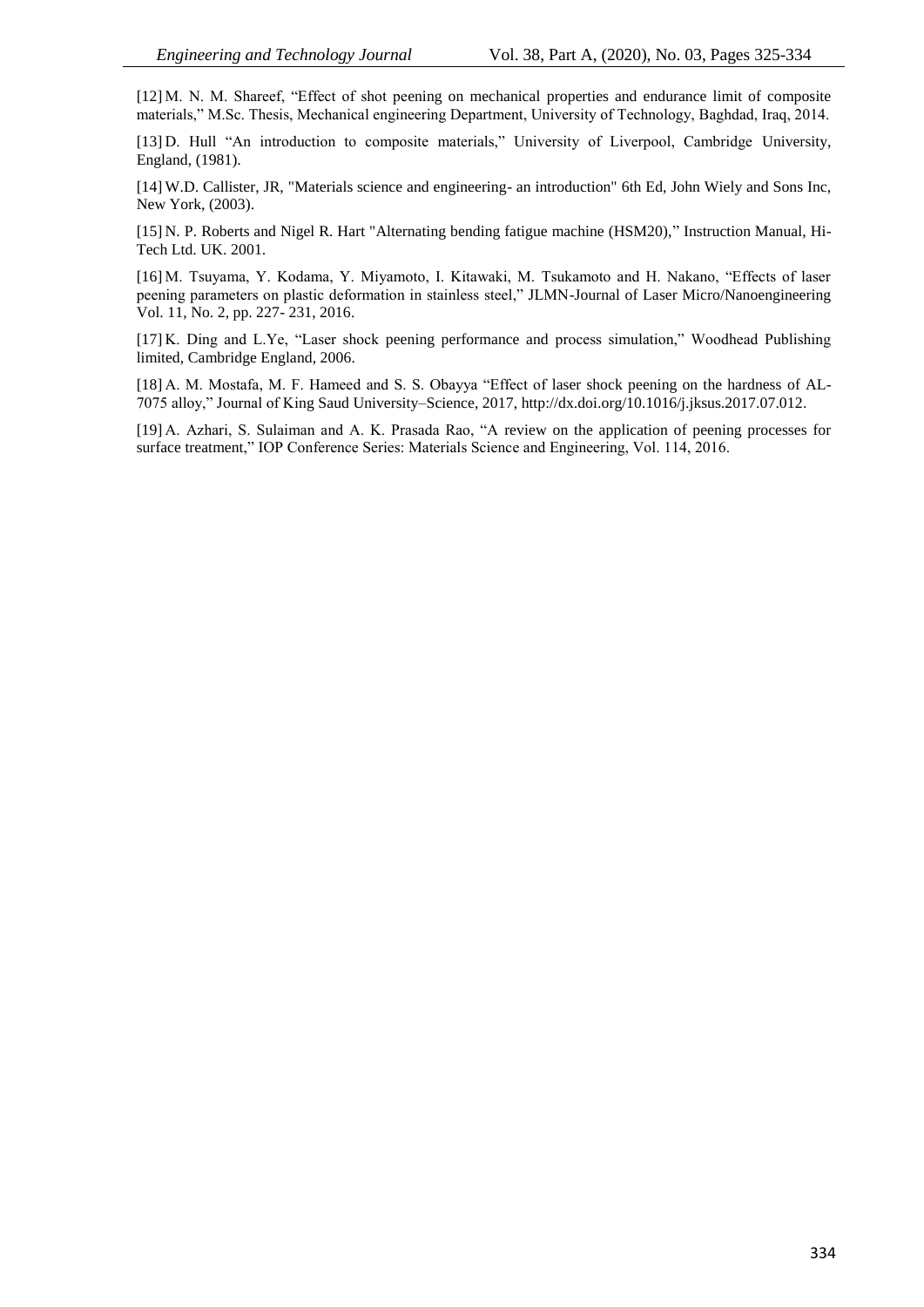[12] M. N. M. Shareef, “Effect of shot peening on mechanical properties and endurance limit of composite materials,” M.Sc. Thesis, Mechanical engineering Department, University of Technology, Baghdad, Iraq, 2014.

[13] D. Hull “An introduction to composite materials,” University of Liverpool, Cambridge University, England, (1981).

[14] W.D. Callister, JR, "Materials science and engineering- an introduction" 6th Ed, John Wiely and Sons Inc, New York, (2003).

[15] N. P. Roberts and Nigel R. Hart "Alternating bending fatigue machine (HSM20)," Instruction Manual, Hi-Tech Ltd. UK. 2001.

[16] M. Tsuyama, Y. Kodama, Y. Miyamoto, I. Kitawaki, M. Tsukamoto and H. Nakano, “Effects of laser peening parameters on plastic deformation in stainless steel,” JLMN-Journal of Laser Micro/Nanoengineering Vol. 11, No. 2, pp. 227- 231, 2016.

[17] K. Ding and L.Ye, “Laser shock peening performance and process simulation,” Woodhead Publishing limited, Cambridge England, 2006.

[18] A. M. Mostafa, M. F. Hameed and S. S. Obayya “Effect of laser shock peening on the hardness of AL-7075 alloy,” Journal of King Saud University–Science, 2017, http://dx.doi.org/10.1016/j.jksus.2017.07.012.

[19] A. Azhari, S. Sulaiman and A. K. Prasada Rao, “A review on the application of peening processes for surface treatment,” IOP Conference Series: Materials Science and Engineering, Vol. 114, 2016.